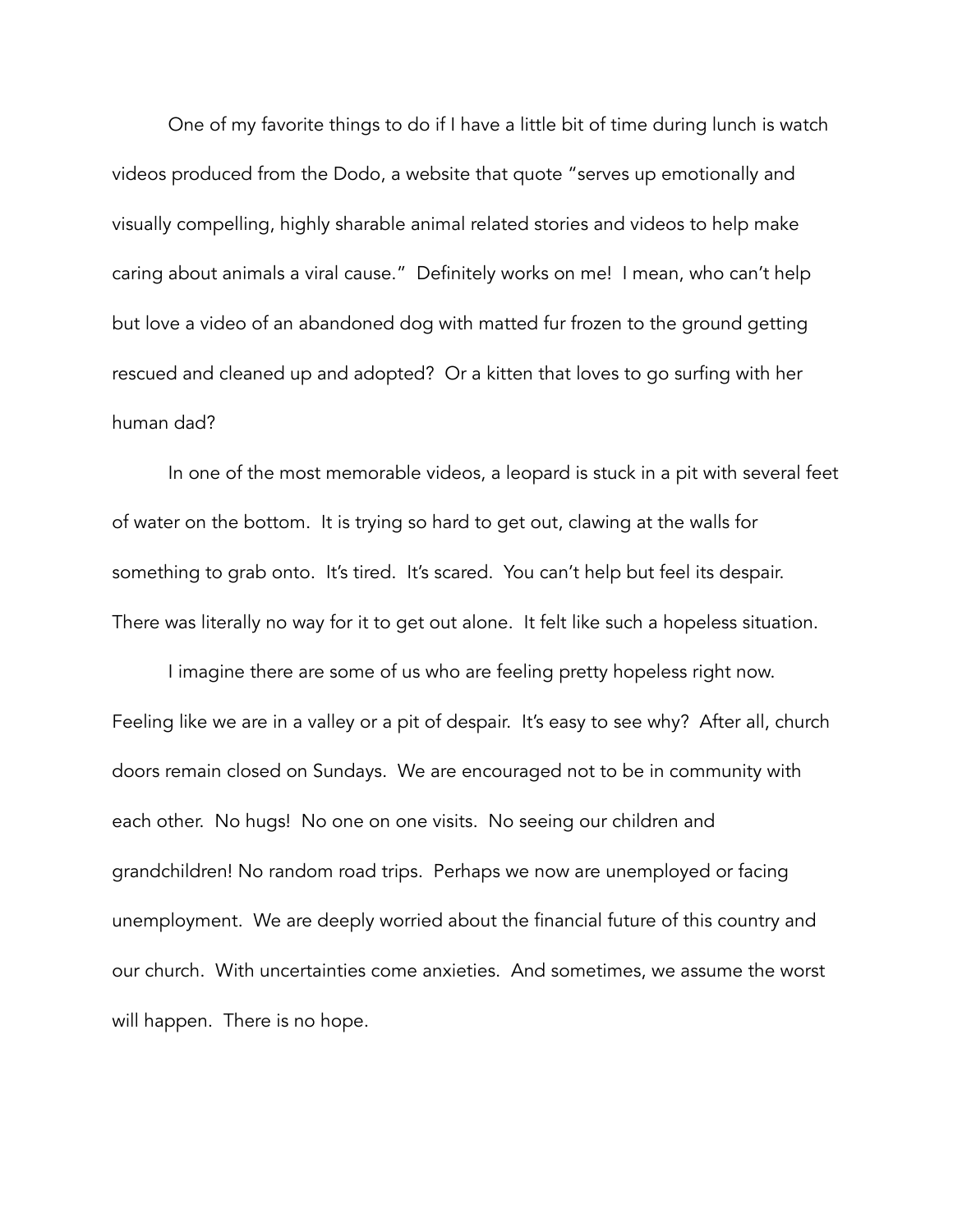One of my favorite things to do if I have a little bit of time during lunch is watch videos produced from the Dodo, a website that quote "serves up emotionally and visually compelling, highly sharable animal related stories and videos to help make caring about animals a viral cause." Definitely works on me! I mean, who can't help but love a video of an abandoned dog with matted fur frozen to the ground getting rescued and cleaned up and adopted? Or a kitten that loves to go surfing with her human dad?

In one of the most memorable videos, a leopard is stuck in a pit with several feet of water on the bottom. It is trying so hard to get out, clawing at the walls for something to grab onto. It's tired. It's scared. You can't help but feel its despair. There was literally no way for it to get out alone. It felt like such a hopeless situation.

I imagine there are some of us who are feeling pretty hopeless right now. Feeling like we are in a valley or a pit of despair. It's easy to see why? After all, church doors remain closed on Sundays. We are encouraged not to be in community with each other. No hugs! No one on one visits. No seeing our children and grandchildren! No random road trips. Perhaps we now are unemployed or facing unemployment. We are deeply worried about the financial future of this country and our church. With uncertainties come anxieties. And sometimes, we assume the worst will happen. There is no hope.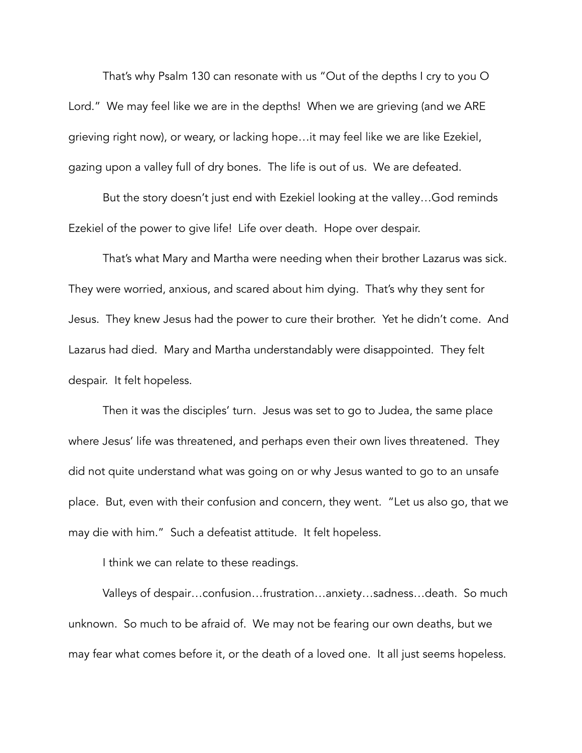That's why Psalm 130 can resonate with us "Out of the depths I cry to you O Lord." We may feel like we are in the depths! When we are grieving (and we ARE grieving right now), or weary, or lacking hope…it may feel like we are like Ezekiel, gazing upon a valley full of dry bones. The life is out of us. We are defeated.

But the story doesn't just end with Ezekiel looking at the valley…God reminds Ezekiel of the power to give life! Life over death. Hope over despair.

That's what Mary and Martha were needing when their brother Lazarus was sick. They were worried, anxious, and scared about him dying. That's why they sent for Jesus. They knew Jesus had the power to cure their brother. Yet he didn't come. And Lazarus had died. Mary and Martha understandably were disappointed. They felt despair. It felt hopeless.

Then it was the disciples' turn. Jesus was set to go to Judea, the same place where Jesus' life was threatened, and perhaps even their own lives threatened. They did not quite understand what was going on or why Jesus wanted to go to an unsafe place. But, even with their confusion and concern, they went. "Let us also go, that we may die with him." Such a defeatist attitude. It felt hopeless.

I think we can relate to these readings.

Valleys of despair…confusion…frustration…anxiety…sadness…death. So much unknown. So much to be afraid of. We may not be fearing our own deaths, but we may fear what comes before it, or the death of a loved one. It all just seems hopeless.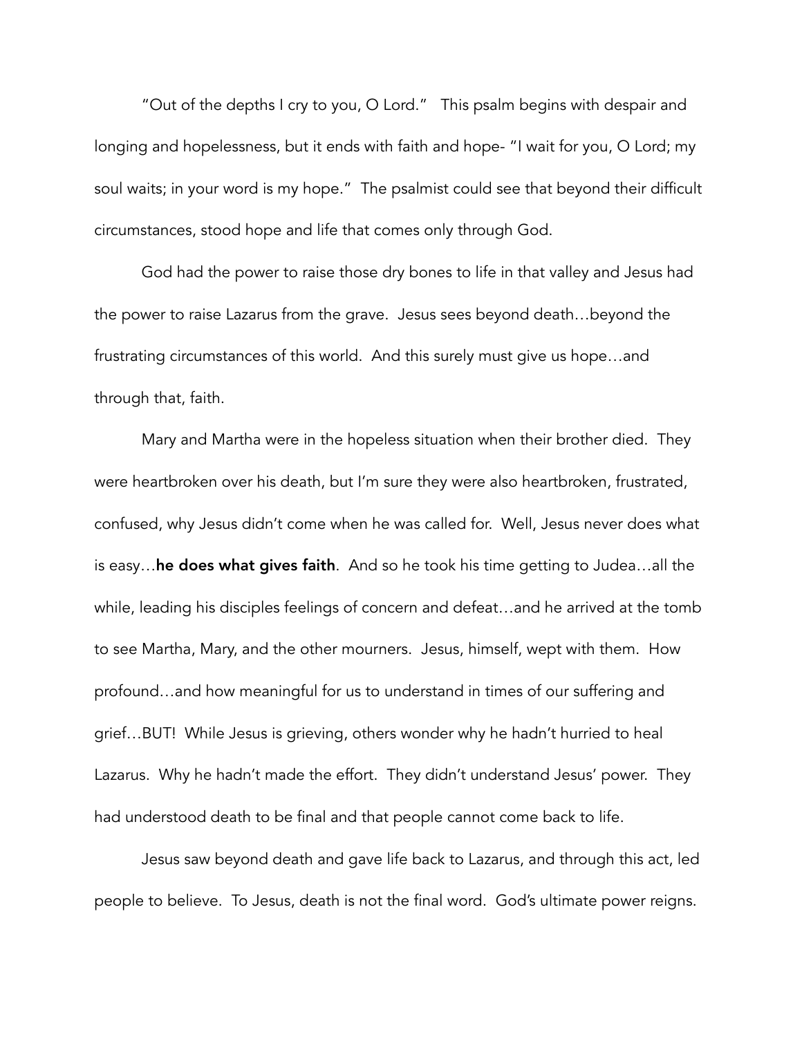"Out of the depths I cry to you, O Lord." This psalm begins with despair and longing and hopelessness, but it ends with faith and hope- "I wait for you, O Lord; my soul waits; in your word is my hope." The psalmist could see that beyond their difficult circumstances, stood hope and life that comes only through God.

God had the power to raise those dry bones to life in that valley and Jesus had the power to raise Lazarus from the grave. Jesus sees beyond death…beyond the frustrating circumstances of this world. And this surely must give us hope…and through that, faith.

Mary and Martha were in the hopeless situation when their brother died. They were heartbroken over his death, but I'm sure they were also heartbroken, frustrated, confused, why Jesus didn't come when he was called for. Well, Jesus never does what is easy…**he does what gives faith**. And so he took his time getting to Judea…all the while, leading his disciples feelings of concern and defeat…and he arrived at the tomb to see Martha, Mary, and the other mourners. Jesus, himself, wept with them. How profound…and how meaningful for us to understand in times of our suffering and grief…BUT! While Jesus is grieving, others wonder why he hadn't hurried to heal Lazarus. Why he hadn't made the effort. They didn't understand Jesus' power. They had understood death to be final and that people cannot come back to life.

Jesus saw beyond death and gave life back to Lazarus, and through this act, led people to believe. To Jesus, death is not the final word. God's ultimate power reigns.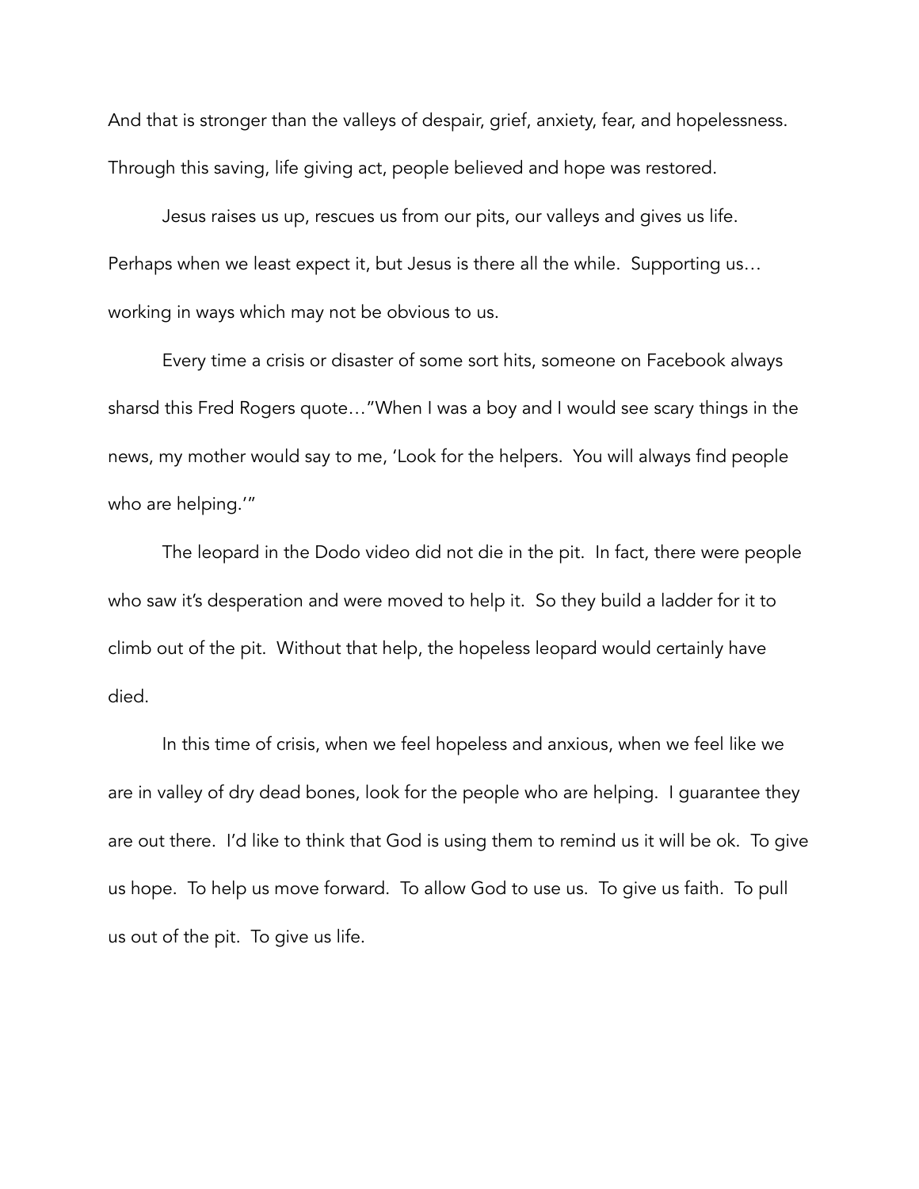And that is stronger than the valleys of despair, grief, anxiety, fear, and hopelessness. Through this saving, life giving act, people believed and hope was restored.

Jesus raises us up, rescues us from our pits, our valleys and gives us life. Perhaps when we least expect it, but Jesus is there all the while. Supporting us… working in ways which may not be obvious to us.

Every time a crisis or disaster of some sort hits, someone on Facebook always sharsd this Fred Rogers quote…"When I was a boy and I would see scary things in the news, my mother would say to me, 'Look for the helpers. You will always find people who are helping.'"

The leopard in the Dodo video did not die in the pit. In fact, there were people who saw it's desperation and were moved to help it. So they build a ladder for it to climb out of the pit. Without that help, the hopeless leopard would certainly have died.

In this time of crisis, when we feel hopeless and anxious, when we feel like we are in valley of dry dead bones, look for the people who are helping. I guarantee they are out there. I'd like to think that God is using them to remind us it will be ok. To give us hope. To help us move forward. To allow God to use us. To give us faith. To pull us out of the pit. To give us life.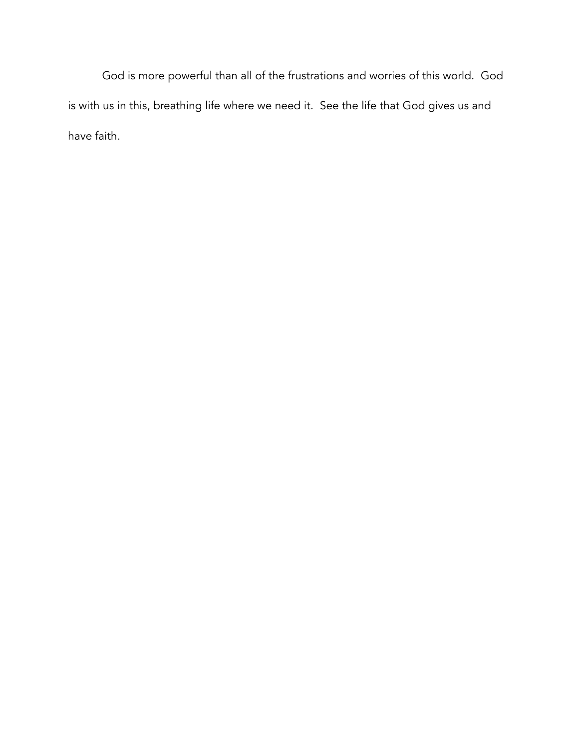God is more powerful than all of the frustrations and worries of this world. God is with us in this, breathing life where we need it. See the life that God gives us and have faith.